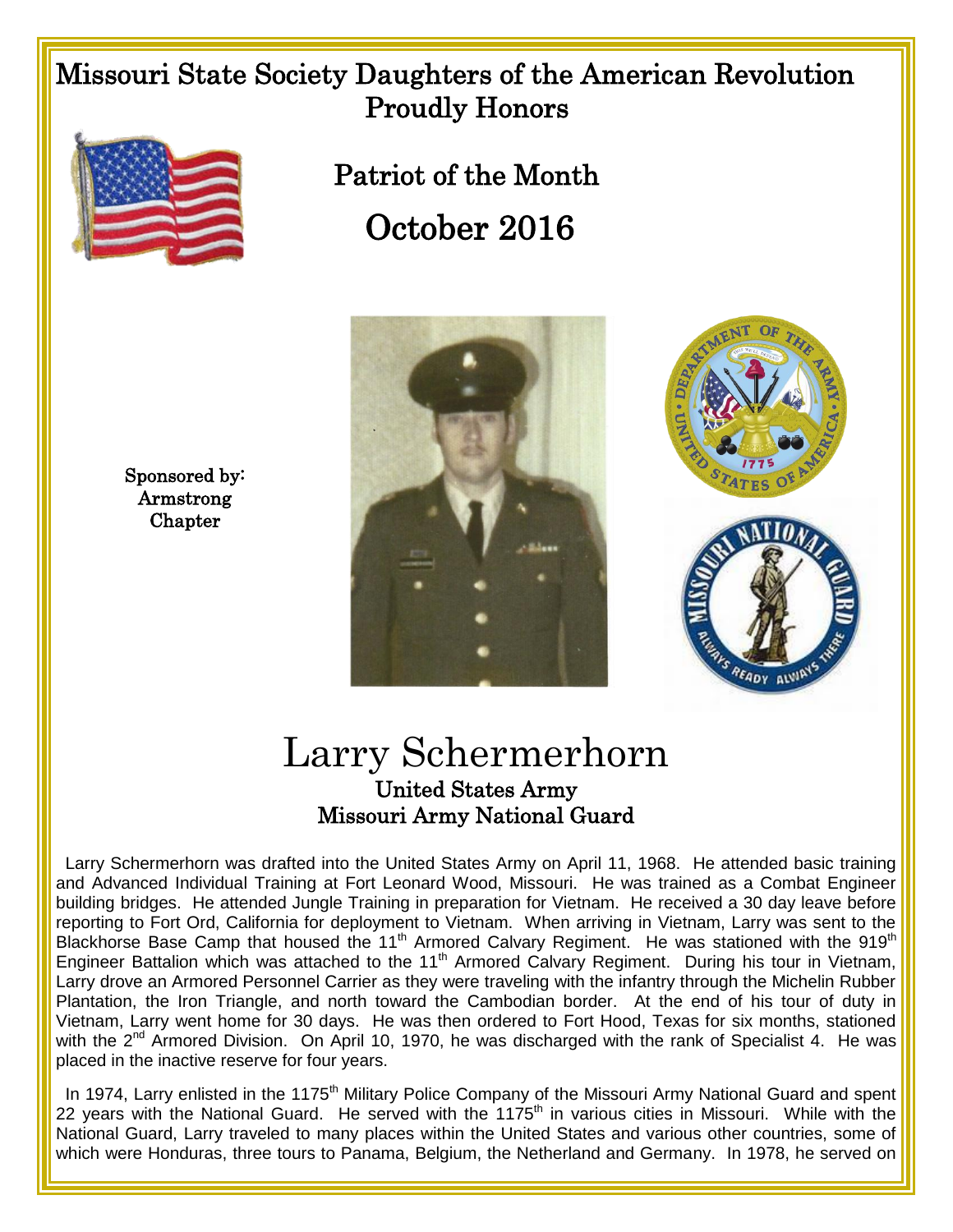# Missouri State Society Daughters of the American Revolution
## Proudly Honors

## Patriot of the Month
## October 2016

Sponsored by:
Armstrong
Chapter

# Larry Schermerhorn
### United States Army
### Missouri Army National Guard

Larry Schermerhorn was drafted into the United States Army on April 11, 1968. He attended basic training and Advanced Individual Training at Fort Leonard Wood, Missouri. He was trained as a Combat Engineer building bridges. He attended Jungle Training in preparation for Vietnam. He received a 30 day leave before reporting to Fort Ord, California for deployment to Vietnam. When arriving in Vietnam, Larry was sent to the Blackhorse Base Camp that housed the 11th Armored Calvary Regiment. He was stationed with the 919th Engineer Battalion which was attached to the 11th Armored Calvary Regiment. During his tour in Vietnam, Larry drove an Armored Personnel Carrier as they were traveling with the infantry through the Michelin Rubber Plantation, the Iron Triangle, and north toward the Cambodian border. At the end of his tour of duty in Vietnam, Larry went home for 30 days. He was then ordered to Fort Hood, Texas for six months, stationed with the 2nd Armored Division. On April 10, 1970, he was discharged with the rank of Specialist 4. He was placed in the inactive reserve for four years.

In 1974, Larry enlisted in the 1175th Military Police Company of the Missouri Army National Guard and spent 22 years with the National Guard. He served with the 1175th in various cities in Missouri. While with the National Guard, Larry traveled to many places within the United States and various other countries, some of which were Honduras, three tours to Panama, Belgium, the Netherland and Germany. In 1978, he served on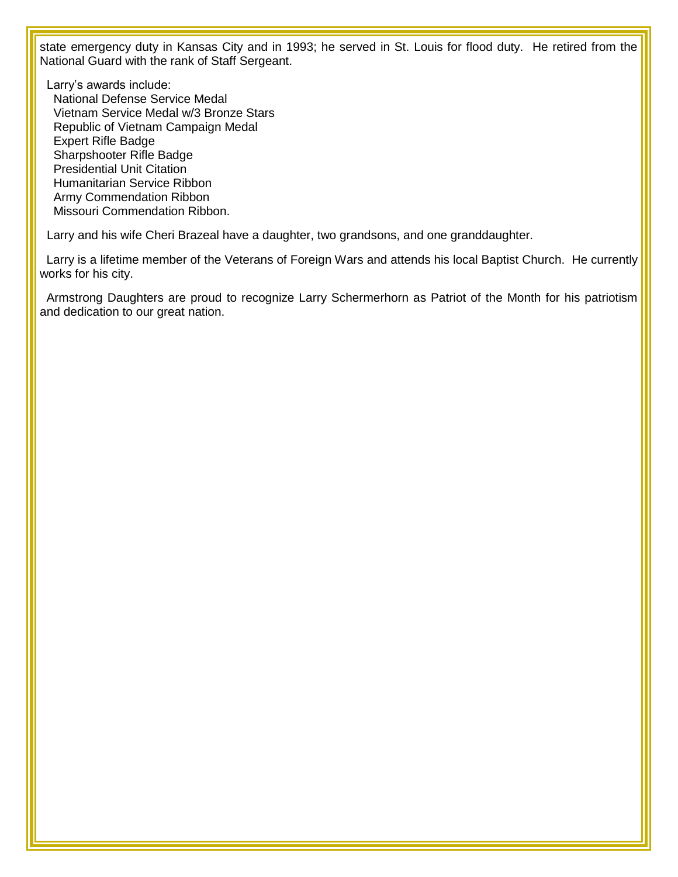state emergency duty in Kansas City and in 1993; he served in St. Louis for flood duty. He retired from the National Guard with the rank of Staff Sergeant.

Larry's awards include:

- National Defense Service Medal
- Vietnam Service Medal w/3 Bronze Stars
- Republic of Vietnam Campaign Medal
- Expert Rifle Badge
- Sharpshooter Rifle Badge
- Presidential Unit Citation
- Humanitarian Service Ribbon
- Army Commendation Ribbon
- Missouri Commendation Ribbon.

Larry and his wife Cheri Brazeal have a daughter, two grandsons, and one granddaughter.

Larry is a lifetime member of the Veterans of Foreign Wars and attends his local Baptist Church. He currently works for his city.

Armstrong Daughters are proud to recognize Larry Schermerhorn as Patriot of the Month for his patriotism and dedication to our great nation.